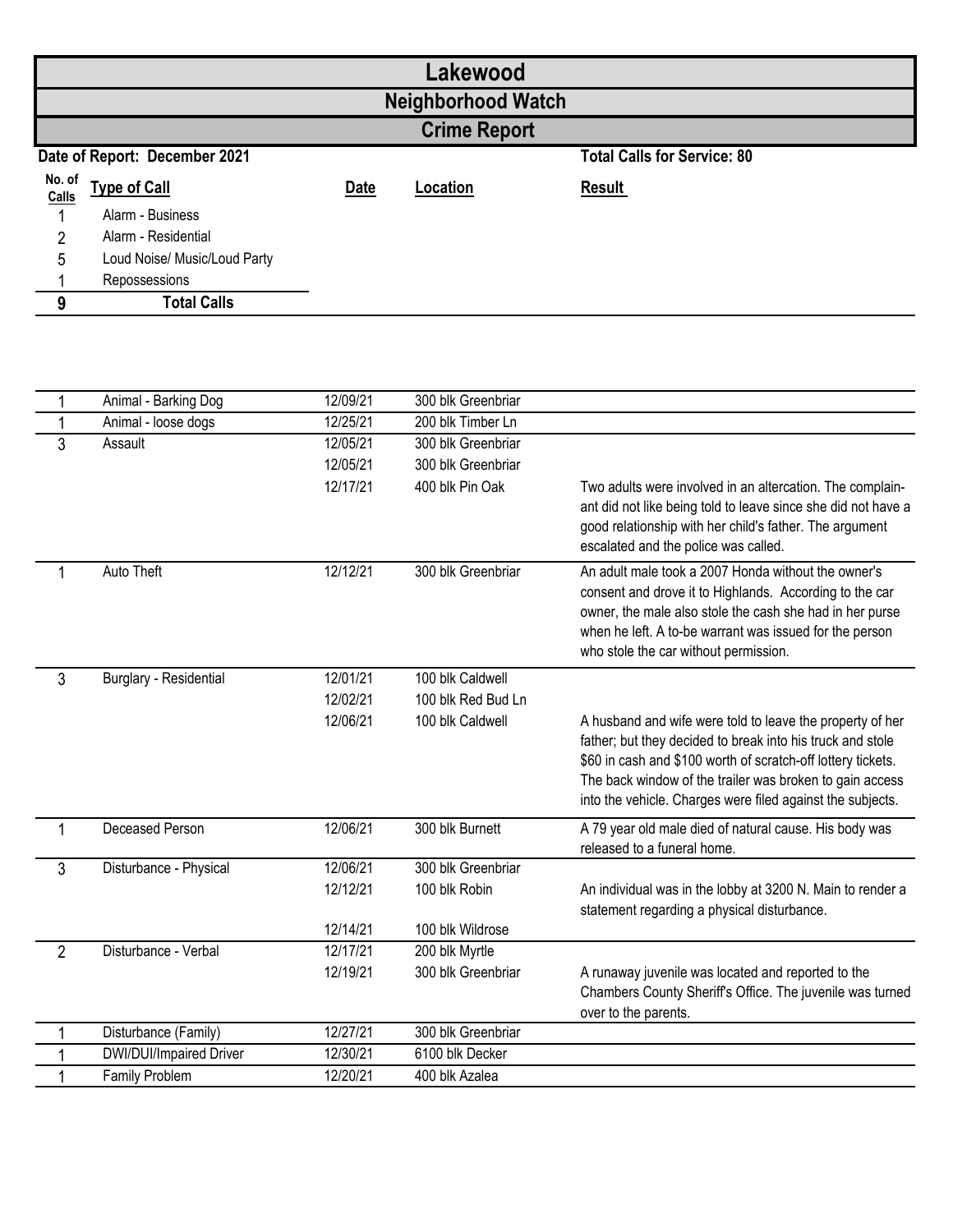# Lakewood

## Neighborhood Watch

## Crime Report

**Date of Report: December 2021** | **Total Calls for Service: 80**

| No. of Calls | Type of Call | Date | Location | Result |
|---|---|---|---|---|
| 1 | Alarm - Business | | | |
| 2 | Alarm - Residential | | | |
| 5 | Loud Noise/ Music/Loud Party | | | |
| 1 | Repossessions | | | |
| **9** | **Total Calls** | | | |

| No. of Calls | Type of Call | Date | Location | Result |
|---|---|---|---|---|
| 1 | Animal - Barking Dog | 12/09/21 | 300 blk Greenbriar | |
| 1 | Animal - loose dogs | 12/25/21 | 200 blk Timber Ln | |
| 3 | Assault | 12/05/21 | 300 blk Greenbriar | |
| | | 12/05/21 | 300 blk Greenbriar | |
| | | 12/17/21 | 400 blk Pin Oak | Two adults were involved in an altercation. The complainant did not like being told to leave since she did not have a good relationship with her child's father. The argument escalated and the police was called. |
| 1 | Auto Theft | 12/12/21 | 300 blk Greenbriar | An adult male took a 2007 Honda without the owner's consent and drove it to Highlands. According to the car owner, the male also stole the cash she had in her purse when he left. A to-be warrant was issued for the person who stole the car without permission. |
| 3 | Burglary - Residential | 12/01/21 | 100 blk Caldwell | |
| | | 12/02/21 | 100 blk Red Bud Ln | |
| | | 12/06/21 | 100 blk Caldwell | A husband and wife were told to leave the property of her father; but they decided to break into his truck and stole $60 in cash and $100 worth of scratch-off lottery tickets. The back window of the trailer was broken to gain access into the vehicle. Charges were filed against the subjects. |
| 1 | Deceased Person | 12/06/21 | 300 blk Burnett | A 79 year old male died of natural cause. His body was released to a funeral home. |
| 3 | Disturbance - Physical | 12/06/21 | 300 blk Greenbriar | |
| | | 12/12/21 | 100 blk Robin | An individual was in the lobby at 3200 N. Main to render a statement regarding a physical disturbance. |
| | | 12/14/21 | 100 blk Wildrose | |
| 2 | Disturbance - Verbal | 12/17/21 | 200 blk Myrtle | |
| | | 12/19/21 | 300 blk Greenbriar | A runaway juvenile was located and reported to the Chambers County Sheriff's Office. The juvenile was turned over to the parents. |
| 1 | Disturbance (Family) | 12/27/21 | 300 blk Greenbriar | |
| 1 | DWI/DUI/Impaired Driver | 12/30/21 | 6100 blk Decker | |
| 1 | Family Problem | 12/20/21 | 400 blk Azalea | |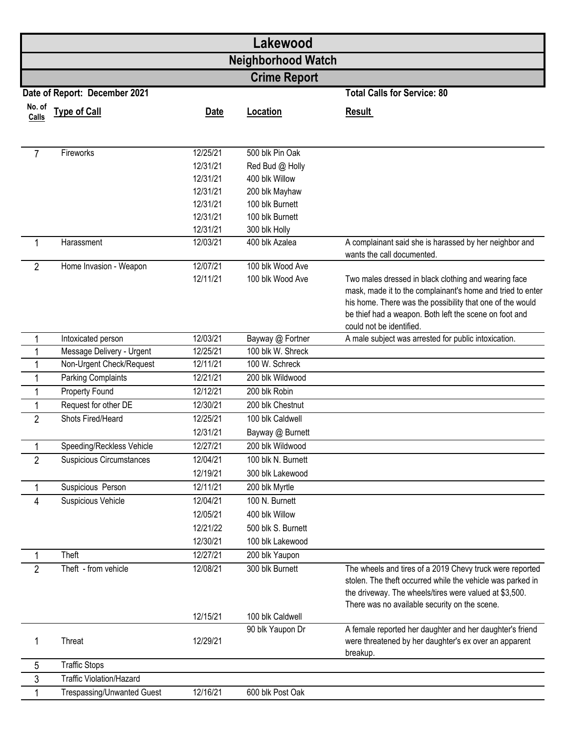# Lakewood

## Neighborhood Watch

## Crime Report

**Date of Report: December 2021** | **Total Calls for Service: 80**

| No. of Calls | Type of Call | Date | Location | Result |
|---|---|---|---|---|
| 7 | Fireworks | 12/25/21 | 500 blk Pin Oak | |
| | | 12/31/21 | Red Bud @ Holly | |
| | | 12/31/21 | 400 blk Willow | |
| | | 12/31/21 | 200 blk Mayhaw | |
| | | 12/31/21 | 100 blk Burnett | |
| | | 12/31/21 | 100 blk Burnett | |
| | | 12/31/21 | 300 blk Holly | |
| 1 | Harassment | 12/03/21 | 400 blk Azalea | A complainant said she is harassed by her neighbor and wants the call documented. |
| 2 | Home Invasion - Weapon | 12/07/21 | 100 blk Wood Ave | |
| | | 12/11/21 | 100 blk Wood Ave | Two males dressed in black clothing and wearing face mask, made it to the complainant's home and tried to enter his home. There was the possibility that one of the would be thief had a weapon. Both left the scene on foot and could not be identified. |
| 1 | Intoxicated person | 12/03/21 | Bayway @ Fortner | A male subject was arrested for public intoxication. |
| 1 | Message Delivery - Urgent | 12/25/21 | 100 blk W. Shreck | |
| 1 | Non-Urgent Check/Request | 12/11/21 | 100 W. Schreck | |
| 1 | Parking Complaints | 12/21/21 | 200 blk Wildwood | |
| 1 | Property Found | 12/12/21 | 200 blk Robin | |
| 1 | Request for other DE | 12/30/21 | 200 blk Chestnut | |
| 2 | Shots Fired/Heard | 12/25/21 | 100 blk Caldwell | |
| | | 12/31/21 | Bayway @ Burnett | |
| 1 | Speeding/Reckless Vehicle | 12/27/21 | 200 blk Wildwood | |
| 2 | Suspicious Circumstances | 12/04/21 | 100 blk N. Burnett | |
| | | 12/19/21 | 300 blk Lakewood | |
| 1 | Suspicious Person | 12/11/21 | 200 blk Myrtle | |
| 4 | Suspicious Vehicle | 12/04/21 | 100 N. Burnett | |
| | | 12/05/21 | 400 blk Willow | |
| | | 12/21/22 | 500 blk S. Burnett | |
| | | 12/30/21 | 100 blk Lakewood | |
| 1 | Theft | 12/27/21 | 200 blk Yaupon | |
| 2 | Theft - from vehicle | 12/08/21 | 300 blk Burnett | The wheels and tires of a 2019 Chevy truck were reported stolen. The theft occurred while the vehicle was parked in the driveway. The wheels/tires were valued at $3,500. There was no available security on the scene. |
| | | 12/15/21 | 100 blk Caldwell | |
| 1 | Threat | 12/29/21 | 90 blk Yaupon Dr | A female reported her daughter and her daughter's friend were threatened by her daughter's ex over an apparent breakup. |
| 5 | Traffic Stops | | | |
| 3 | Traffic Violation/Hazard | | | |
| 1 | Trespassing/Unwanted Guest | 12/16/21 | 600 blk Post Oak | |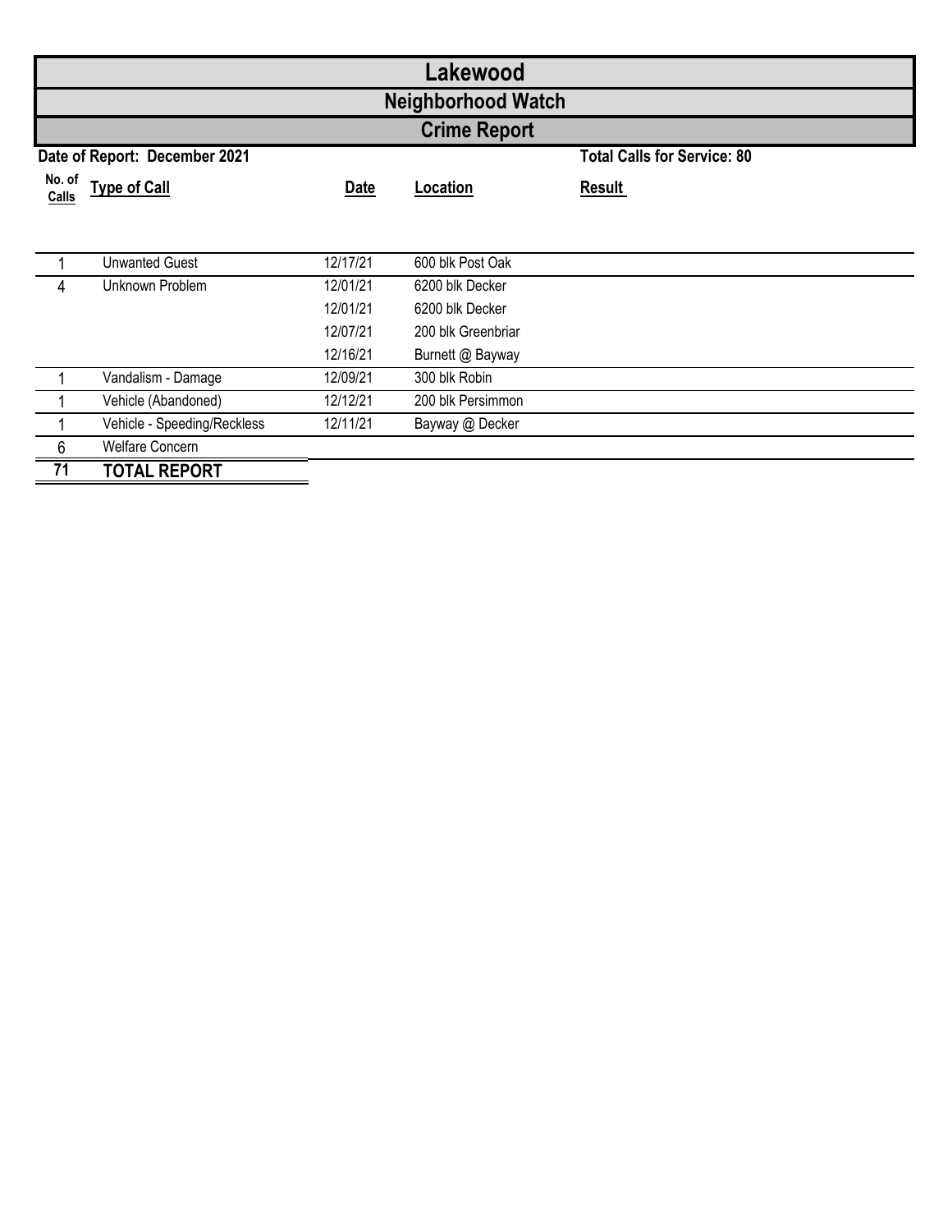# Lakewood

## Neighborhood Watch

## Crime Report

**Date of Report: December 2021** **Total Calls for Service: 80**

| No. of Calls | Type of Call | Date | Location | Result |
|---|---|---|---|---|
| 1 | Unwanted Guest | 12/17/21 | 600 blk Post Oak | |
| 4 | Unknown Problem | 12/01/21 | 6200 blk Decker | |
| | | 12/01/21 | 6200 blk Decker | |
| | | 12/07/21 | 200 blk Greenbriar | |
| | | 12/16/21 | Burnett @ Bayway | |
| 1 | Vandalism - Damage | 12/09/21 | 300 blk Robin | |
| 1 | Vehicle (Abandoned) | 12/12/21 | 200 blk Persimmon | |
| 1 | Vehicle - Speeding/Reckless | 12/11/21 | Bayway @ Decker | |
| 6 | Welfare Concern | | | |
| **71** | **TOTAL REPORT** | | | |